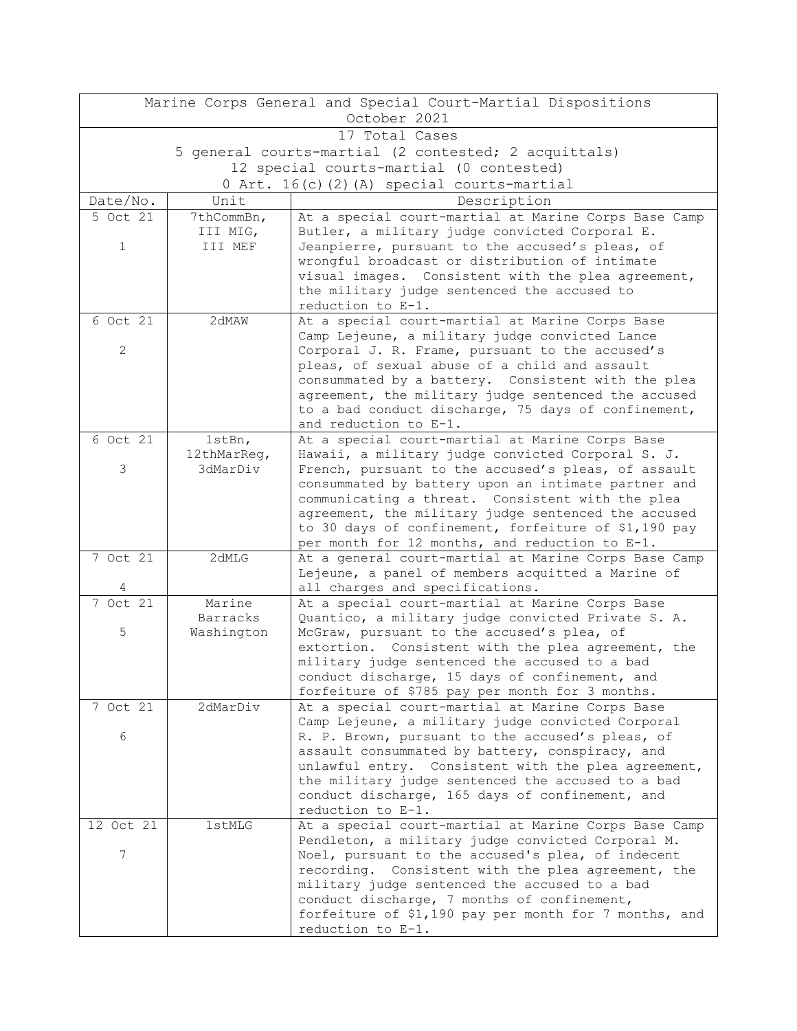| Marine Corps General and Special Court-Martial Dispositions<br>October 2021 | | |
|---|---|---|
| 17 Total Cases<br>5 general courts-martial (2 contested; 2 acquittals)<br>12 special courts-martial (0 contested)<br>0 Art. 16(c)(2)(A) special courts-martial | | |
| **Date/No.** | **Unit** | **Description** |
| 5 Oct 21<br><br>1 | 7thCommBn, III MIG, III MEF | At a special court-martial at Marine Corps Base Camp Butler, a military judge convicted Corporal E. Jeanpierre, pursuant to the accused's pleas, of wrongful broadcast or distribution of intimate visual images. Consistent with the plea agreement, the military judge sentenced the accused to reduction to E-1. |
| 6 Oct 21<br><br>2 | 2dMAW | At a special court-martial at Marine Corps Base Camp Lejeune, a military judge convicted Lance Corporal J. R. Frame, pursuant to the accused's pleas, of sexual abuse of a child and assault consummated by a battery. Consistent with the plea agreement, the military judge sentenced the accused to a bad conduct discharge, 75 days of confinement, and reduction to E-1. |
| 6 Oct 21<br><br>3 | 1stBn, 12thMarReg, 3dMarDiv | At a special court-martial at Marine Corps Base Hawaii, a military judge convicted Corporal S. J. French, pursuant to the accused's pleas, of assault consummated by battery upon an intimate partner and communicating a threat. Consistent with the plea agreement, the military judge sentenced the accused to 30 days of confinement, forfeiture of $1,190 pay per month for 12 months, and reduction to E-1. |
| 7 Oct 21<br><br>4 | 2dMLG | At a general court-martial at Marine Corps Base Camp Lejeune, a panel of members acquitted a Marine of all charges and specifications. |
| 7 Oct 21<br><br>5 | Marine Barracks Washington | At a special court-martial at Marine Corps Base Quantico, a military judge convicted Private S. A. McGraw, pursuant to the accused's plea, of extortion. Consistent with the plea agreement, the military judge sentenced the accused to a bad conduct discharge, 15 days of confinement, and forfeiture of $785 pay per month for 3 months. |
| 7 Oct 21<br><br>6 | 2dMarDiv | At a special court-martial at Marine Corps Base Camp Lejeune, a military judge convicted Corporal R. P. Brown, pursuant to the accused's pleas, of assault consummated by battery, conspiracy, and unlawful entry. Consistent with the plea agreement, the military judge sentenced the accused to a bad conduct discharge, 165 days of confinement, and reduction to E-1. |
| 12 Oct 21<br><br>7 | 1stMLG | At a special court-martial at Marine Corps Base Camp Pendleton, a military judge convicted Corporal M. Noel, pursuant to the accused's plea, of indecent recording. Consistent with the plea agreement, the military judge sentenced the accused to a bad conduct discharge, 7 months of confinement, forfeiture of $1,190 pay per month for 7 months, and reduction to E-1. |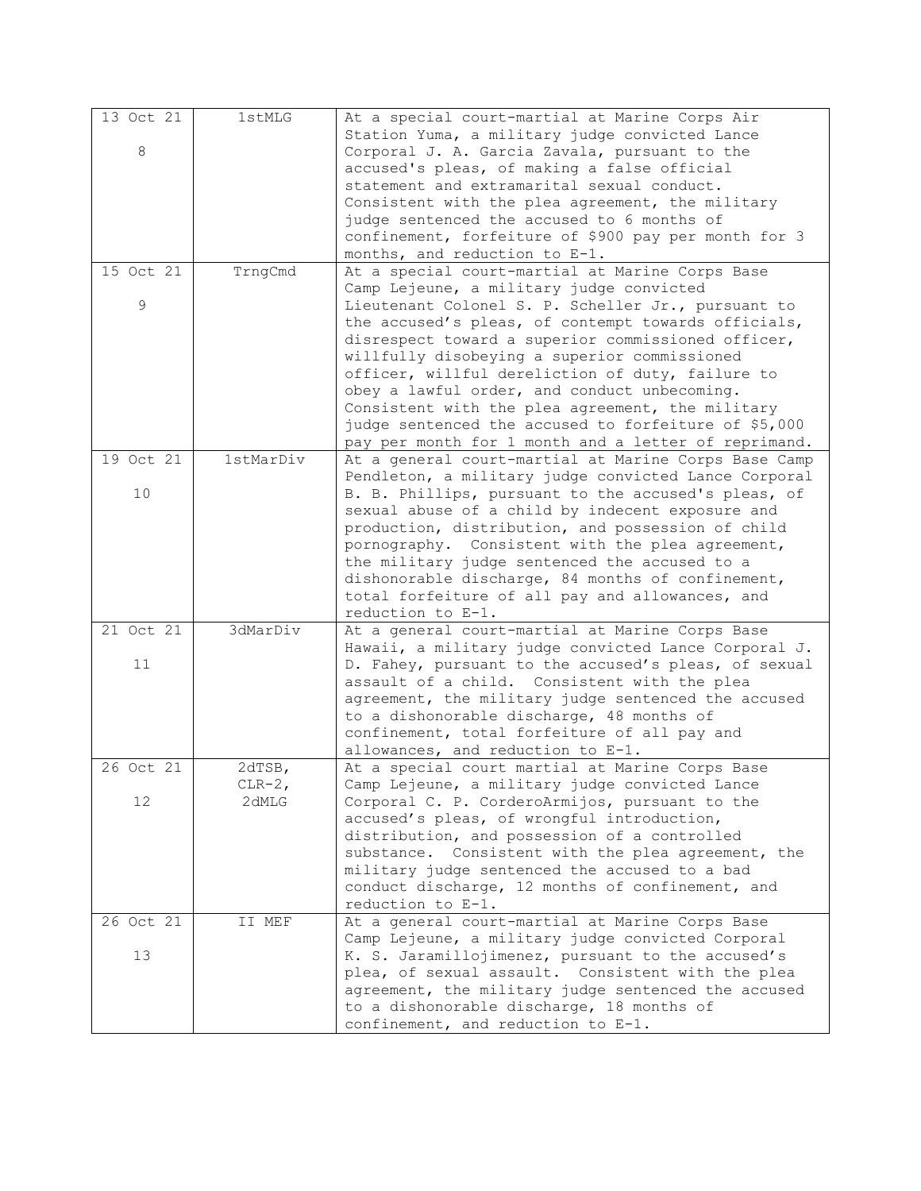| | | |
|---|---|---|
| 13 Oct 21<br><br>8 | 1stMLG | At a special court-martial at Marine Corps Air Station Yuma, a military judge convicted Lance Corporal J. A. Garcia Zavala, pursuant to the accused's pleas, of making a false official statement and extramarital sexual conduct. Consistent with the plea agreement, the military judge sentenced the accused to 6 months of confinement, forfeiture of $900 pay per month for 3 months, and reduction to E-1. |
| 15 Oct 21<br><br>9 | TrngCmd | At a special court-martial at Marine Corps Base Camp Lejeune, a military judge convicted Lieutenant Colonel S. P. Scheller Jr., pursuant to the accused's pleas, of contempt towards officials, disrespect toward a superior commissioned officer, willfully disobeying a superior commissioned officer, willful dereliction of duty, failure to obey a lawful order, and conduct unbecoming. Consistent with the plea agreement, the military judge sentenced the accused to forfeiture of $5,000 pay per month for 1 month and a letter of reprimand. |
| 19 Oct 21<br><br>10 | 1stMarDiv | At a general court-martial at Marine Corps Base Camp Pendleton, a military judge convicted Lance Corporal B. B. Phillips, pursuant to the accused's pleas, of sexual abuse of a child by indecent exposure and production, distribution, and possession of child pornography. Consistent with the plea agreement, the military judge sentenced the accused to a dishonorable discharge, 84 months of confinement, total forfeiture of all pay and allowances, and reduction to E-1. |
| 21 Oct 21<br><br>11 | 3dMarDiv | At a general court-martial at Marine Corps Base Hawaii, a military judge convicted Lance Corporal J. D. Fahey, pursuant to the accused's pleas, of sexual assault of a child. Consistent with the plea agreement, the military judge sentenced the accused to a dishonorable discharge, 48 months of confinement, total forfeiture of all pay and allowances, and reduction to E-1. |
| 26 Oct 21<br><br>12 | 2dTSB,<br>CLR-2,<br>2dMLG | At a special court martial at Marine Corps Base Camp Lejeune, a military judge convicted Lance Corporal C. P. CorderoArmijos, pursuant to the accused's pleas, of wrongful introduction, distribution, and possession of a controlled substance. Consistent with the plea agreement, the military judge sentenced the accused to a bad conduct discharge, 12 months of confinement, and reduction to E-1. |
| 26 Oct 21<br><br>13 | II MEF | At a general court-martial at Marine Corps Base Camp Lejeune, a military judge convicted Corporal K. S. Jaramillojimenez, pursuant to the accused's plea, of sexual assault. Consistent with the plea agreement, the military judge sentenced the accused to a dishonorable discharge, 18 months of confinement, and reduction to E-1. |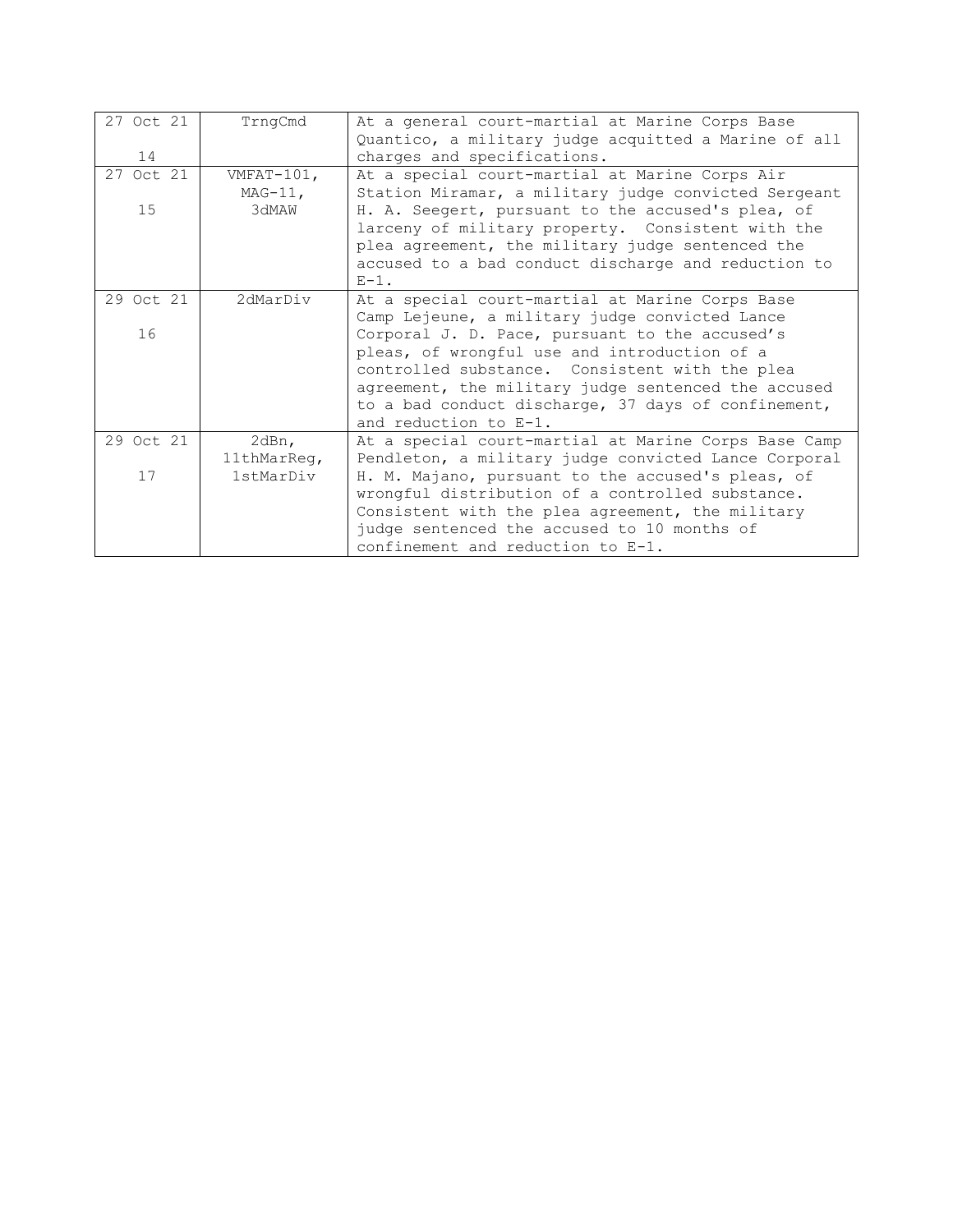| | | |
|---|---|---|
| 27 Oct 21<br>14 | TrngCmd | At a general court-martial at Marine Corps Base Quantico, a military judge acquitted a Marine of all charges and specifications. |
| 27 Oct 21<br>15 | VMFAT-101, MAG-11, 3dMAW | At a special court-martial at Marine Corps Air Station Miramar, a military judge convicted Sergeant H. A. Seegert, pursuant to the accused's plea, of larceny of military property. Consistent with the plea agreement, the military judge sentenced the accused to a bad conduct discharge and reduction to E-1. |
| 29 Oct 21<br>16 | 2dMarDiv | At a special court-martial at Marine Corps Base Camp Lejeune, a military judge convicted Lance Corporal J. D. Pace, pursuant to the accused's pleas, of wrongful use and introduction of a controlled substance. Consistent with the plea agreement, the military judge sentenced the accused to a bad conduct discharge, 37 days of confinement, and reduction to E-1. |
| 29 Oct 21<br>17 | 2dBn, 11thMarReg, 1stMarDiv | At a special court-martial at Marine Corps Base Camp Pendleton, a military judge convicted Lance Corporal H. M. Majano, pursuant to the accused's pleas, of wrongful distribution of a controlled substance. Consistent with the plea agreement, the military judge sentenced the accused to 10 months of confinement and reduction to E-1. |